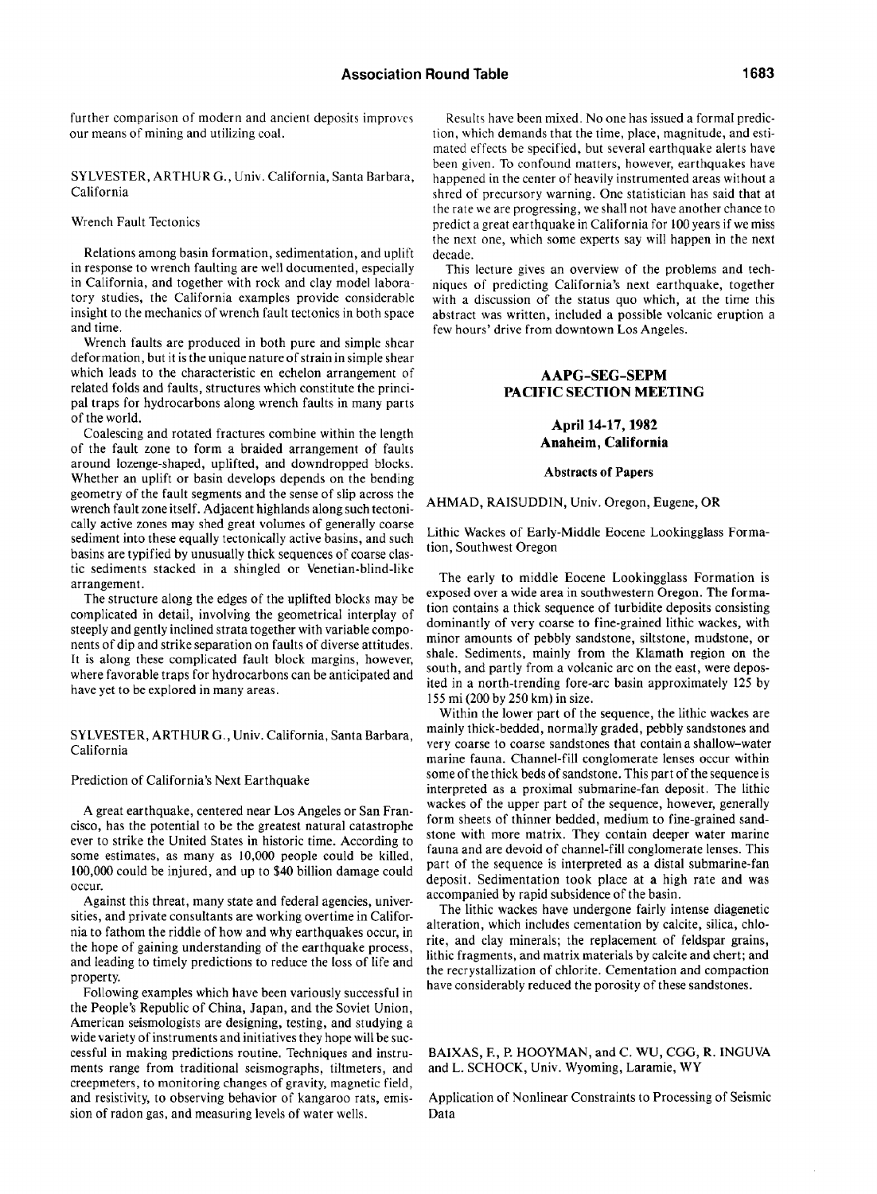further comparison of modern and ancient deposits improves our means of mining and utilizing coal.

SYLVESTER, ARTHUR G., Univ. California, Santa Barbara, California

Wrench Fault Tectonics

Relations among basin formation, sedimentation, and uplift in response to wrench faulting are well documented, especially in California, and together with rock and clay model laboratory studies, the California examples provide considerable insight to the mechanics of wrench fault tectonics in both space and time.

Wrench faults are produced in both pure and simple shear deformation, but it is the unique nature of strain in simple shear which leads to the characteristic en echelon arrangement of related folds and faults, structures which constitute the principal traps for hydrocarbons along wrench faults in many parts of the world.

Coalescing and rotated fractures combine within the length of the fault zone to form a braided arrangement of faults around lozenge-shaped, uplifted, and downdropped blocks. Whether an uplift or basin develops depends on the bending geometry of the fault segments and the sense of slip across the wrench fault zone itself. Adjacent highlands along such tectonically active zones may shed great volumes of generally coarse sediment into these equally tectonically active basins, and such basins are typified by unusually thick sequences of coarse clastic sediments stacked in a shingled or Venetian-blind-like arrangement.

The structure along the edges of the uplifted blocks may be complicated in detail, involving the geometrical interplay of steeply and gently inclined strata together with variable components of dip and strike separation on faults of diverse attitudes. It is along these complicated fault block margins, however, where favorable traps for hydrocarbons can be anticipated and have yet to be explored in many areas.

SYLVESTER, ARTHUR G., Univ. California, Santa Barbara, California

Prediction of California's Next Earthquake

A great earthquake, centered near Los Angeles or San Francisco, has the potential to be the greatest natural catastrophe ever to strike the United States in historic time. According to some estimates, as many as 10,000 people could be killed, 100,000 could be injured, and up to $40 billion damage could occur.

Against this threat, many state and federal agencies, universities, and private consultants are working overtime in California to fathom the riddle of how and why earthquakes occur, in the hope of gaining understanding of the earthquake process, and leading to timely predictions to reduce the loss of life and property.

Following examples which have been variously successful in the People's Republic of China, Japan, and the Soviet Union, American seismologists are designing, testing, and studying a wide variety of instruments and initiatives they hope will be successful in making predictions routine. Techniques and instruments range from traditional seismographs, tiltmeters, and creepmeters, to monitoring changes of gravity, magnetic field, and resistivity, to observing behavior of kangaroo rats, emission of radon gas, and measuring levels of water wells.

Results have been mixed. No one has issued a formal prediction, which demands that the time, place, magnitude, and estimated effects be specified, but several earthquake alerts have been given. To confound matters, however, earthquakes have happened in the center of heavily instrumented areas without a shred of precursory warning. One statistician has said that at the rate we are progressing, we shall not have another chance to predict a great earthquake in California for 100 years if we miss the next one, which some experts say will happen in the next decade.

This lecture gives an overview of the problems and techniques of predicting California's next earthquake, together with a discussion of the status quo which, at the time this abstract was written, included a possible volcanic eruption a few hours' drive from downtown Los Angeles.

## AAPG-SEG-SEPM PACIFIC SECTION MEETING

### April 14-17, 1982 Anaheim, California

### Abstracts of Papers

AHMAD, RAISUDDIN, Univ. Oregon, Eugene, OR

Lithic Wackes of Early-Middle Eocene Lookingglass Formation, Southwest Oregon

The early to middle Eocene Lookingglass Formation is exposed over a wide area in southwestern Oregon. The formation contains a thick sequence of turbidite deposits consisting dominantly of very coarse to fine-grained lithic wackes, with minor amounts of pebbly sandstone, siltstone, mudstone, or shale. Sediments, mainly from the Klamath region on the south, and partly from a volcanic arc on the east, were deposited in a north-trending fore-arc basin approximately 125 by 155 mi (200 by 250 km) in size.

Within the lower part of the sequence, the lithic wackes are mainly thick-bedded, normally graded, pebbly sandstones and very coarse to coarse sandstones that contain a shallow-water marine fauna. Channel-fill conglomerate lenses occur within some of the thick beds of sandstone. This part of the sequence is interpreted as a proximal submarine-fan deposit. The lithic wackes of the upper part of the sequence, however, generally form sheets of thinner bedded, medium to fine-grained sandstone with more matrix. They contain deeper water marine fauna and are devoid of channel-fill conglomerate lenses. This part of the sequence is interpreted as a distal submarine-fan deposit. Sedimentation took place at a high rate and was accompanied by rapid subsidence of the basin.

The lithic wackes have undergone fairly intense diagenetic alteration, which includes cementation by calcite, silica, chlorite, and clay minerals; the replacement of feldspar grains, lithic fragments, and matrix materials by calcite and chert; and the recrystallization of chlorite. Cementation and compaction have considerably reduced the porosity of these sandstones.

BAIXAS, F., P. HOOYMAN, and C. WU, CGG, R. INGUVA and L. SCHOCK, Univ. Wyoming, Laramie, WY

Application of Nonlinear Constraints to Processing of Seismic Data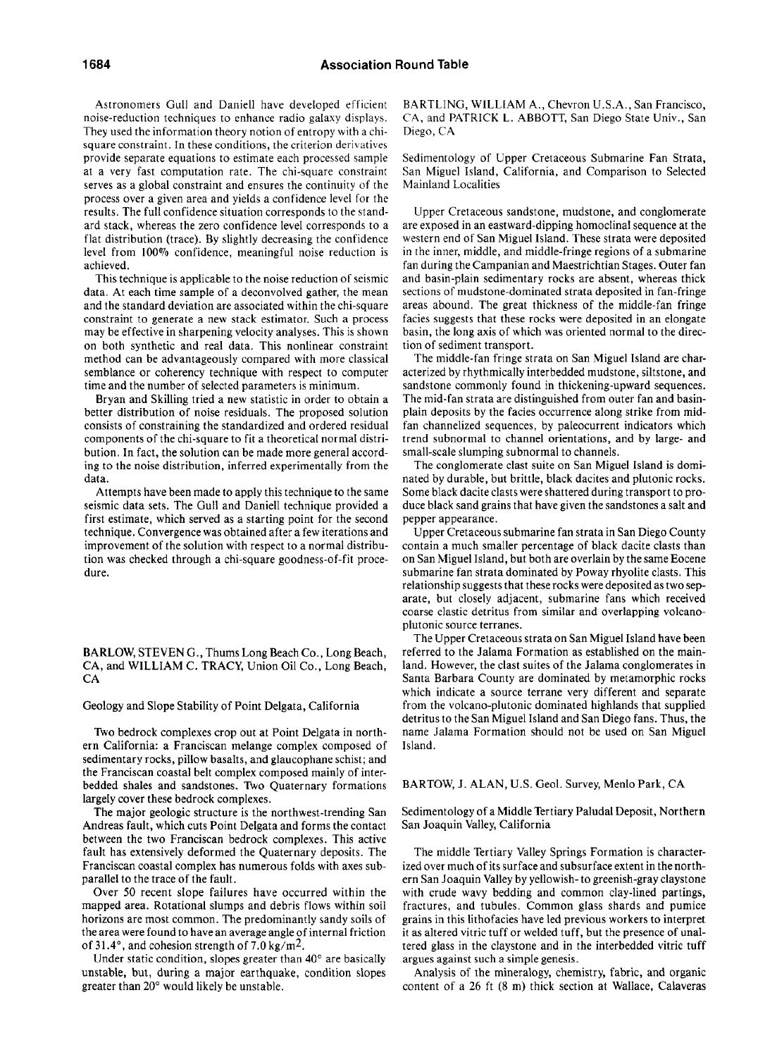Astronomers Gull and Daniell have developed efficient noise-reduction techniques to enhance radio galaxy displays. They used the information theory notion of entropy with a chi-square constraint. In these conditions, the criterion derivatives provide separate equations to estimate each processed sample at a very fast computation rate. The chi-square constraint serves as a global constraint and ensures the continuity of the process over a given area and yields a confidence level for the results. The full confidence situation corresponds to the standard stack, whereas the zero confidence level corresponds to a flat distribution (trace). By slightly decreasing the confidence level from 100% confidence, meaningful noise reduction is achieved.

This technique is applicable to the noise reduction of seismic data. At each time sample of a deconvolved gather, the mean and the standard deviation are associated within the chi-square constraint to generate a new stack estimator. Such a process may be effective in sharpening velocity analyses. This is shown on both synthetic and real data. This nonlinear constraint method can be advantageously compared with more classical semblance or coherency technique with respect to computer time and the number of selected parameters is minimum.

Bryan and Skilling tried a new statistic in order to obtain a better distribution of noise residuals. The proposed solution consists of constraining the standardized and ordered residual components of the chi-square to fit a theoretical normal distribution. In fact, the solution can be made more general according to the noise distribution, inferred experimentally from the data.

Attempts have been made to apply this technique to the same seismic data sets. The Gull and Daniell technique provided a first estimate, which served as a starting point for the second technique. Convergence was obtained after a few iterations and improvement of the solution with respect to a normal distribution was checked through a chi-square goodness-of-fit procedure.

BARLOW, STEVEN G., Thums Long Beach Co., Long Beach, CA, and WILLIAM C. TRACY, Union Oil Co., Long Beach, CA

## Geology and Slope Stability of Point Delgata, California

Two bedrock complexes crop out at Point Delgata in northern California: a Franciscan melange complex composed of sedimentary rocks, pillow basalts, and glaucophane schist; and the Franciscan coastal belt complex composed mainly of interbedded shales and sandstones. Two Quaternary formations largely cover these bedrock complexes.

The major geologic structure is the northwest-trending San Andreas fault, which cuts Point Delgata and forms the contact between the two Franciscan bedrock complexes. This active fault has extensively deformed the Quaternary deposits. The Franciscan coastal complex has numerous folds with axes subparallel to the trace of the fault.

Over 50 recent slope failures have occurred within the mapped area. Rotational slumps and debris flows within soil horizons are most common. The predominantly sandy soils of the area were found to have an average angle of internal friction of 31.4°, and cohesion strength of 7.0 $kg/m^2$.

Under static condition, slopes greater than 40° are basically unstable, but, during a major earthquake, condition slopes greater than 20° would likely be unstable.

BARTLING, WILLIAM A., Chevron U.S.A., San Francisco, CA, and PATRICK L. ABBOTT, San Diego State Univ., San Diego, CA

## Sedimentology of Upper Cretaceous Submarine Fan Strata, San Miguel Island, California, and Comparison to Selected Mainland Localities

Upper Cretaceous sandstone, mudstone, and conglomerate are exposed in an eastward-dipping homoclinal sequence at the western end of San Miguel Island. These strata were deposited in the inner, middle, and middle-fringe regions of a submarine fan during the Campanian and Maestrichtian Stages. Outer fan and basin-plain sedimentary rocks are absent, whereas thick sections of mudstone-dominated strata deposited in fan-fringe areas abound. The great thickness of the middle-fan fringe facies suggests that these rocks were deposited in an elongate basin, the long axis of which was oriented normal to the direction of sediment transport.

The middle-fan fringe strata on San Miguel Island are characterized by rhythmically interbedded mudstone, siltstone, and sandstone commonly found in thickening-upward sequences. The mid-fan strata are distinguished from outer fan and basin-plain deposits by the facies occurrence along strike from mid-fan channelized sequences, by paleocurrent indicators which trend subnormal to channel orientations, and by large- and small-scale slumping subnormal to channels.

The conglomerate clast suite on San Miguel Island is dominated by durable, but brittle, black dacites and plutonic rocks. Some black dacite clasts were shattered during transport to produce black sand grains that have given the sandstones a salt and pepper appearance.

Upper Cretaceous submarine fan strata in San Diego County contain a much smaller percentage of black dacite clasts than on San Miguel Island, but both are overlain by the same Eocene submarine fan strata dominated by Poway rhyolite clasts. This relationship suggests that these rocks were deposited as two separate, but closely adjacent, submarine fans which received coarse clastic detritus from similar and overlapping volcano-plutonic source terranes.

The Upper Cretaceous strata on San Miguel Island have been referred to the Jalama Formation as established on the mainland. However, the clast suites of the Jalama conglomerates in Santa Barbara County are dominated by metamorphic rocks which indicate a source terrane very different and separate from the volcano-plutonic dominated highlands that supplied detritus to the San Miguel Island and San Diego fans. Thus, the name Jalama Formation should not be used on San Miguel Island.

BARTOW, J. ALAN, U.S. Geol. Survey, Menlo Park, CA

## Sedimentology of a Middle Tertiary Paludal Deposit, Northern San Joaquin Valley, California

The middle Tertiary Valley Springs Formation is characterized over much of its surface and subsurface extent in the northern San Joaquin Valley by yellowish- to greenish-gray claystone with crude wavy bedding and common clay-lined partings, fractures, and tubules. Common glass shards and pumice grains in this lithofacies have led previous workers to interpret it as altered vitric tuff or welded tuff, but the presence of unaltered glass in the claystone and in the interbedded vitric tuff argues against such a simple genesis.

Analysis of the mineralogy, chemistry, fabric, and organic content of a 26 ft (8 m) thick section at Wallace, Calaveras